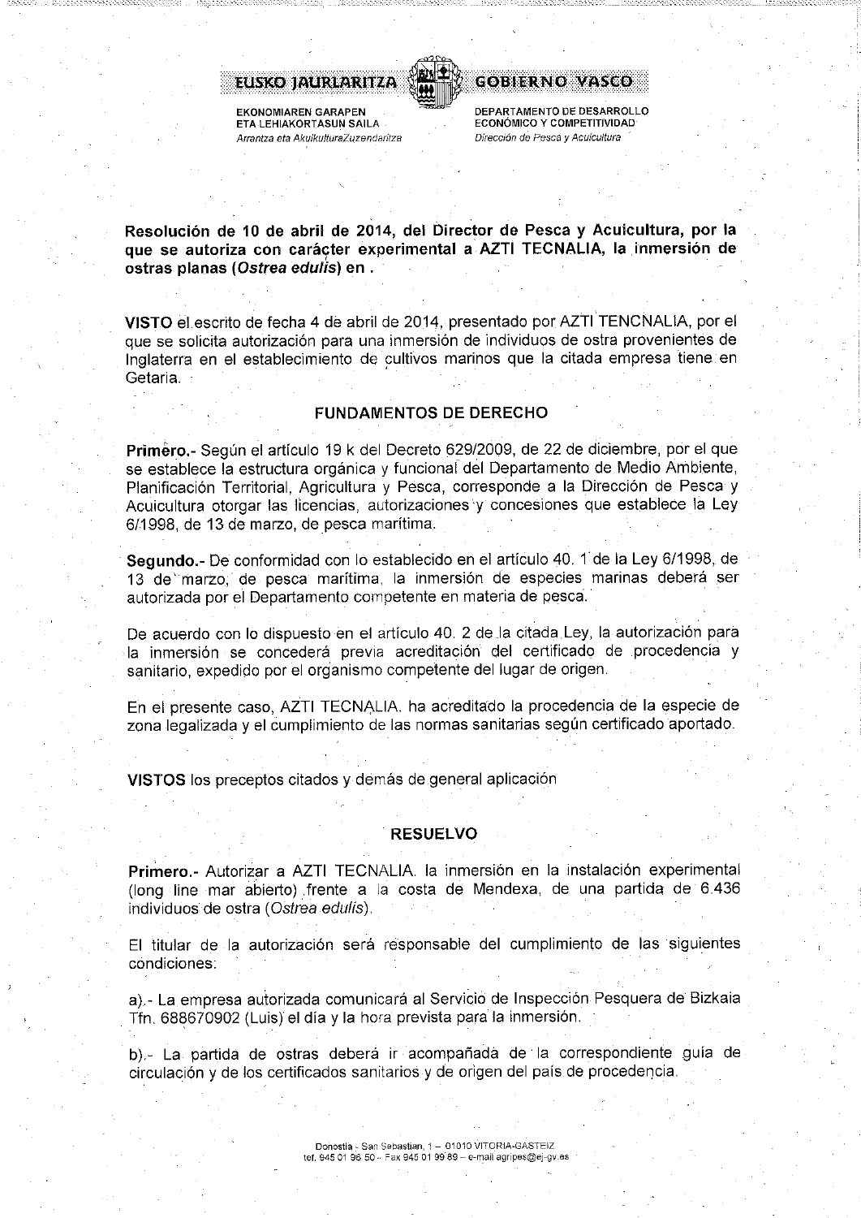EUSKO JAURLARITZA — GOBIERNO VASCO

EKONOMIAREN GARAPEN ETA LEHIAKORTASUN SAILA
*Arrantza eta AkuikulturaZuzendaritza*

DEPARTAMENTO DE DESARROLLO ECONÓMICO Y COMPETITIVIDAD
*Dirección de Pesca y Acuicultura*

**Resolución de 10 de abril de 2014, del Director de Pesca y Acuicultura, por la que se autoriza con carácter experimental a AZTI TECNALIA, la inmersión de ostras planas (*Ostrea edulis*) en .**

**VISTO** el escrito de fecha 4 de abril de 2014, presentado por AZTI TENCNALIA, por el que se solicita autorización para una inmersión de individuos de ostra provenientes de Inglaterra en el establecimiento de cultivos marinos que la citada empresa tiene en Getaria.

## FUNDAMENTOS DE DERECHO

**Primero.-** Según el artículo 19 k del Decreto 629/2009, de 22 de diciembre, por el que se establece la estructura orgánica y funcional del Departamento de Medio Ambiente, Planificación Territorial, Agricultura y Pesca, corresponde a la Dirección de Pesca y Acuicultura otorgar las licencias, autorizaciones y concesiones que establece la Ley 6/1998, de 13 de marzo, de pesca marítima.

**Segundo.-** De conformidad con lo establecido en el artículo 40. 1 de la Ley 6/1998, de 13 de marzo, de pesca marítima, la inmersión de especies marinas deberá ser autorizada por el Departamento competente en materia de pesca.

De acuerdo con lo dispuesto en el artículo 40. 2 de la citada Ley, la autorización para la inmersión se concederá previa acreditación del certificado de procedencia y sanitario, expedido por el organismo competente del lugar de origen.

En el presente caso, AZTI TECNALIA. ha acreditado la procedencia de la especie de zona legalizada y el cumplimiento de las normas sanitarias según certificado aportado.

**VISTOS** los preceptos citados y demás de general aplicación

## RESUELVO

**Primero.-** Autorizar a AZTI TECNALIA. la inmersión en la instalación experimental (long line mar abierto) frente a la costa de Mendexa, de una partida de 6.436 individuos de ostra (*Ostrea edulis*).

El titular de la autorización será responsable del cumplimiento de las siguientes condiciones:

a).- La empresa autorizada comunicará al Servicio de Inspección Pesquera de Bizkaia Tfn. 688670902 (Luis) el día y la hora prevista para la inmersión.

b).- La partida de ostras deberá ir acompañada de la correspondiente guía de circulación y de los certificados sanitarios y de origen del país de procedencia.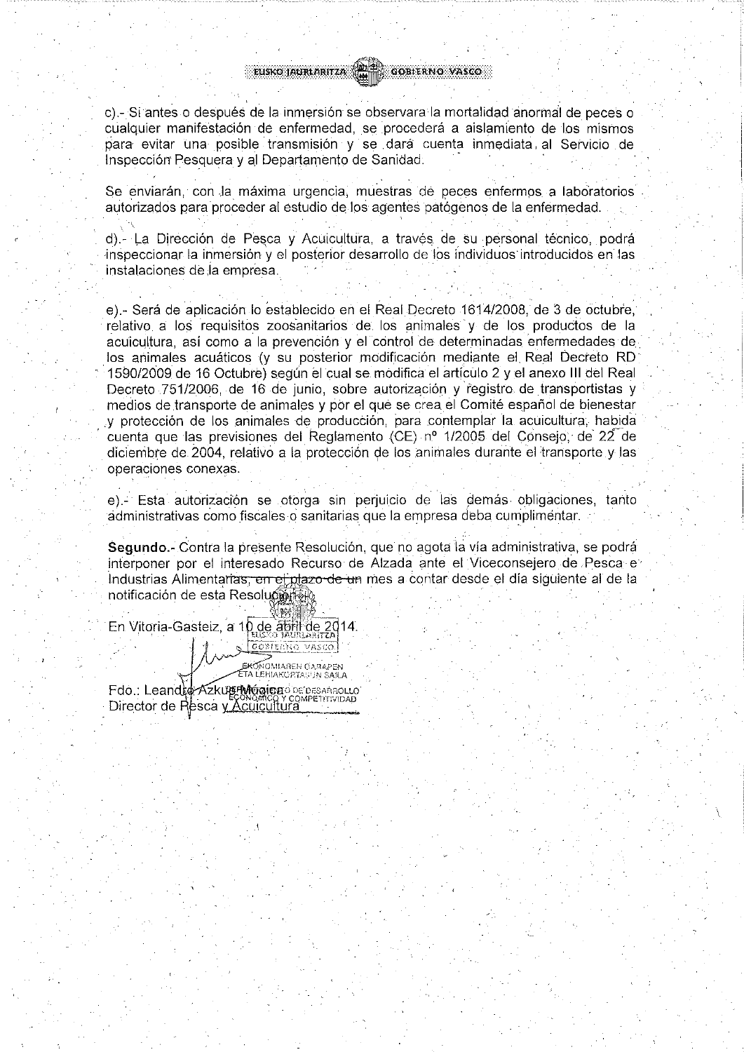c).- Si antes o después de la inmersión se observara la mortalidad anormal de peces o cualquier manifestación de enfermedad, se procederá a aislamiento de los mismos para evitar una posible transmisión y se dará cuenta inmediata al Servicio de Inspección Pesquera y al Departamento de Sanidad.

Se enviarán, con la máxima urgencia, muestras de peces enfermos a laboratorios autorizados para proceder al estudio de los agentes patógenos de la enfermedad.

d).- La Dirección de Pesca y Acuicultura, a través de su personal técnico, podrá inspeccionar la inmersión y el posterior desarrollo de los individuos introducidos en las instalaciones de la empresa.

e).- Será de aplicación lo establecido en el Real Decreto 1614/2008, de 3 de octubre, relativo a los requisitos zoosanitarios de los animales y de los productos de la acuicultura, así como a la prevención y el control de determinadas enfermedades de los animales acuáticos (y su posterior modificación mediante el Real Decreto RD 1590/2009 de 16 Octubre) según el cual se modifica el artículo 2 y el anexo III del Real Decreto 751/2006, de 16 de junio, sobre autorización y registro de transportistas y medios de transporte de animales y por el que se crea el Comité español de bienestar y protección de los animales de producción, para contemplar la acuicultura, habida cuenta que las previsiones del Reglamento (CE) nº 1/2005 del Consejo, de 22 de diciembre de 2004, relativo a la protección de los animales durante el transporte y las operaciones conexas.

e).- Esta autorización se otorga sin perjuicio de las demás obligaciones, tanto administrativas como fiscales o sanitarias que la empresa deba cumplimentar.

**Segundo.-** Contra la presente Resolución, que no agota la vía administrativa, se podrá interponer por el interesado Recurso de Alzada ante el Viceconsejero de Pesca e Industrias Alimentarias, ~~en el plazo de un~~ mes a contar desde el día siguiente al de la notificación de esta Resolución.

En Vitoria-Gasteiz, a 10 de abril de 2014.

Fdo.: Leandro Azkue Múgica
Director de Pesca y Acuicultura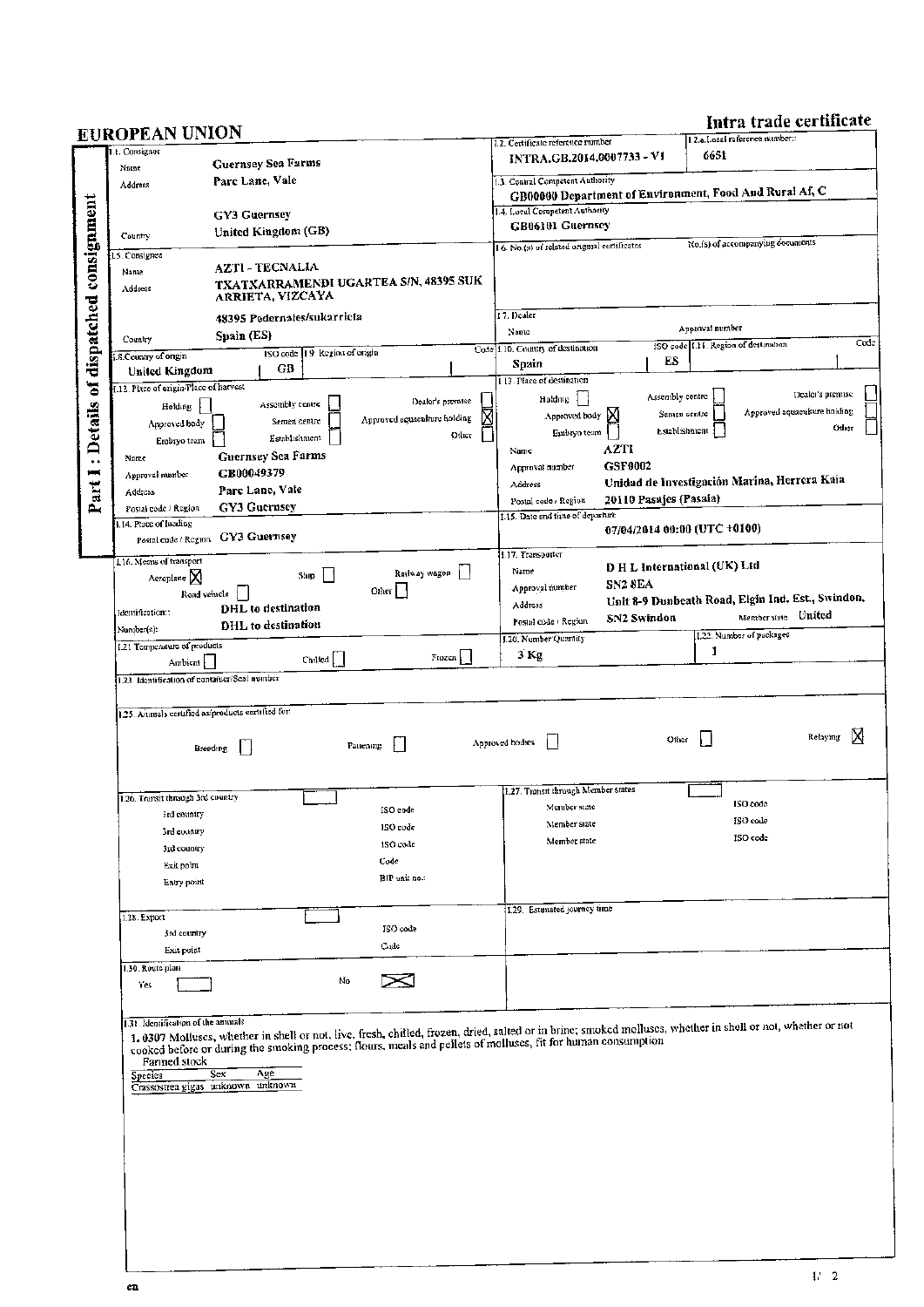# EUROPEAN UNION

## Intra trade certificate

**Part I : Details of dispatched consignment**

**I.1. Consignor**
Name: Guernsey Sea Farms
Address: Parc Lane, Vale
GY3 Guernsey
Country: United Kingdom (GB)

**I.2. Certificate reference number:** INTRA.GB.2014.0007733 - V1

**I.2.a. Local reference number:** 6651

**I.3. Central Competent Authority:** GB00000 Department of Environment, Food And Rural Af, C

**I.4. Local Competent Authority:** GB06101 Guernsey

**I.5. Consignee**
Name: AZTI - TECNALIA
Address: TXATXARRAMENDI UGARTEA S/N, 48395 SUKARRIETA, VIZCAYA
48395 Pedernales/sukarrieta
Country: Spain (ES)

**I.6. No.(s) of related original certificates**

**No.(s) of accompanying documents**

**I.7. Dealer**
Name
Approval number

**I.8. Country of origin:** United Kingdom — ISO code: GB

**I.9. Region of origin** — Code

**I.10. Country of destination:** Spain — ISO code: ES

**I.11. Region of destination** — Code

**I.12. Place of origin/Place of harvest**
Holding ☐ Assembly centre ☐ Dealer's premise ☐
Approved body ☐ Semen centre ☐ Approved aquaculture holding ☒
Embryo team ☐ Establishment ☐ Other ☐
Name: Guernsey Sea Farms
Approval number: GB00049379
Address: Parc Lane, Vale
Postal code / Region: GY3 Guernsey

**I.13. Place of destination**
Holding ☐ Assembly centre ☐ Dealer's premise ☐
Approved body ☒ Semen centre ☐ Approved aquaculture holding ☐
Embryo team ☐ Establishment ☐ Other ☐
Name: AZTI
Approval number: GSF0002
Address: Unidad de Investigación Marina, Herrera Kaia
Postal code / Region: 20110 Pasajes (Pasaia)

**I.14. Place of loading**
Postal code / Region: GY3 Guernsey

**I.15. Date and time of departure:** 07/04/2014 00:00 (UTC +0100)

**I.16. Means of transport**
Aeroplane ☒ Ship ☐ Railway wagon ☐
Road vehicle ☐ Other ☐
Identification: DHL to destination
Number(s): DHL to destination

**I.17. Transporter**
Name: D H L International (UK) Ltd
Approval number: SN2 8EA
Address: Unit 8-9 Dunbeath Road, Elgin Ind. Est., Swindon,
Postal code / Region: SN2 Swindon — Member state: United

**I.20. Number/Quantity:** 3 Kg

**I.21. Temperature of products**
Ambient ☐ Chilled ☐ Frozen ☐

**I.22. Number of packages:** 1

**I.23. Identification of container/Seal number**

**I.25. Animals certified as/products certified for:**
Breeding ☐ Fattening ☐ Approved bodies ☐ Other ☐ Relaying ☒

**I.26. Transit through 3rd country** ☐
3rd country — ISO code
3rd country — ISO code
3rd country — ISO code
Exit point — Code
Entry point — BIP unit no.:

**I.27. Transit through Member states** ☐
Member state — ISO code
Member state — ISO code
Member state — ISO code

**I.28. Export** ☐
3rd country — ISO code
Exit point — Code

**I.29. Estimated journey time**

**I.30. Route plan**
Yes ☐ No ☒

**I.31. Identification of the animals**

1. 0307 Molluscs, whether in shell or not, live, fresh, chilled, frozen, dried, salted or in brine; smoked molluscs, whether in shell or not, whether or not cooked before or during the smoking process; flours, meals and pellets of molluscs, fit for human consumption

Farmed stock

| Species | Sex | Age |
|---|---|---|
| Crassostrea gigas | unknown | unknown |

en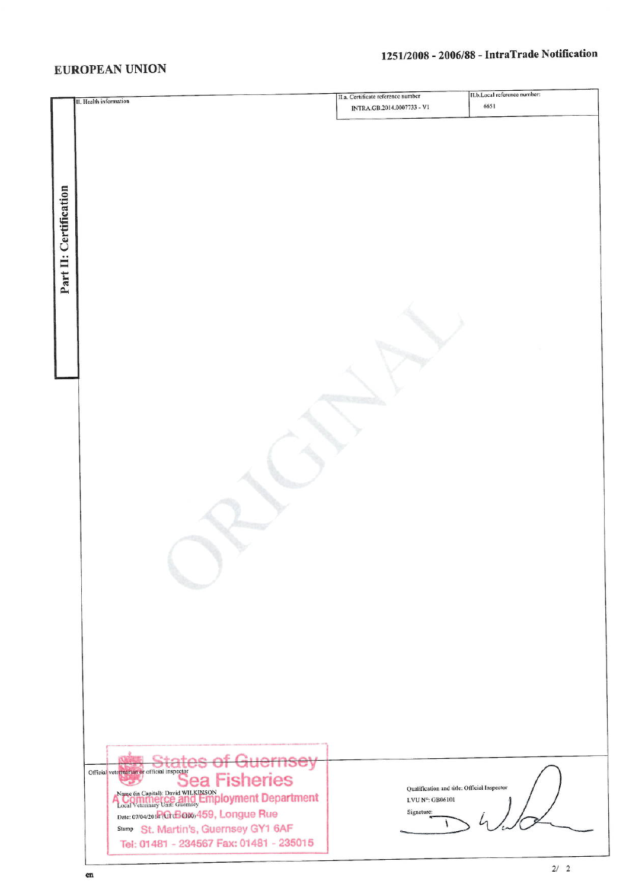# EUROPEAN UNION

## 1251/2008 - 2006/88 - IntraTrade Notification

**Part II: Certification**

| II. Health information | II.a. Certificate reference number | II.b.Local reference number: |
| --- | --- | --- |
| | INTRA.GB.2014.0007733 - V1 | 6651 |

ORIGINAL

Official veterinarian or official inspector

Name (in Capital): David WILKINSON

Local Veterinary Unit: Guernsey

Date: 07/04/2014 (UTC+0100)

Stamp

States of Guernsey
Sea Fisheries
A Commerce and Employment Department
PO Box 459, Longue Rue
St. Martin's, Guernsey GY1 6AF
Tel: 01481 - 234567 Fax: 01481 - 235015

Qualification and title: Official Inspector

LVU N°: GB06101

Signature:

en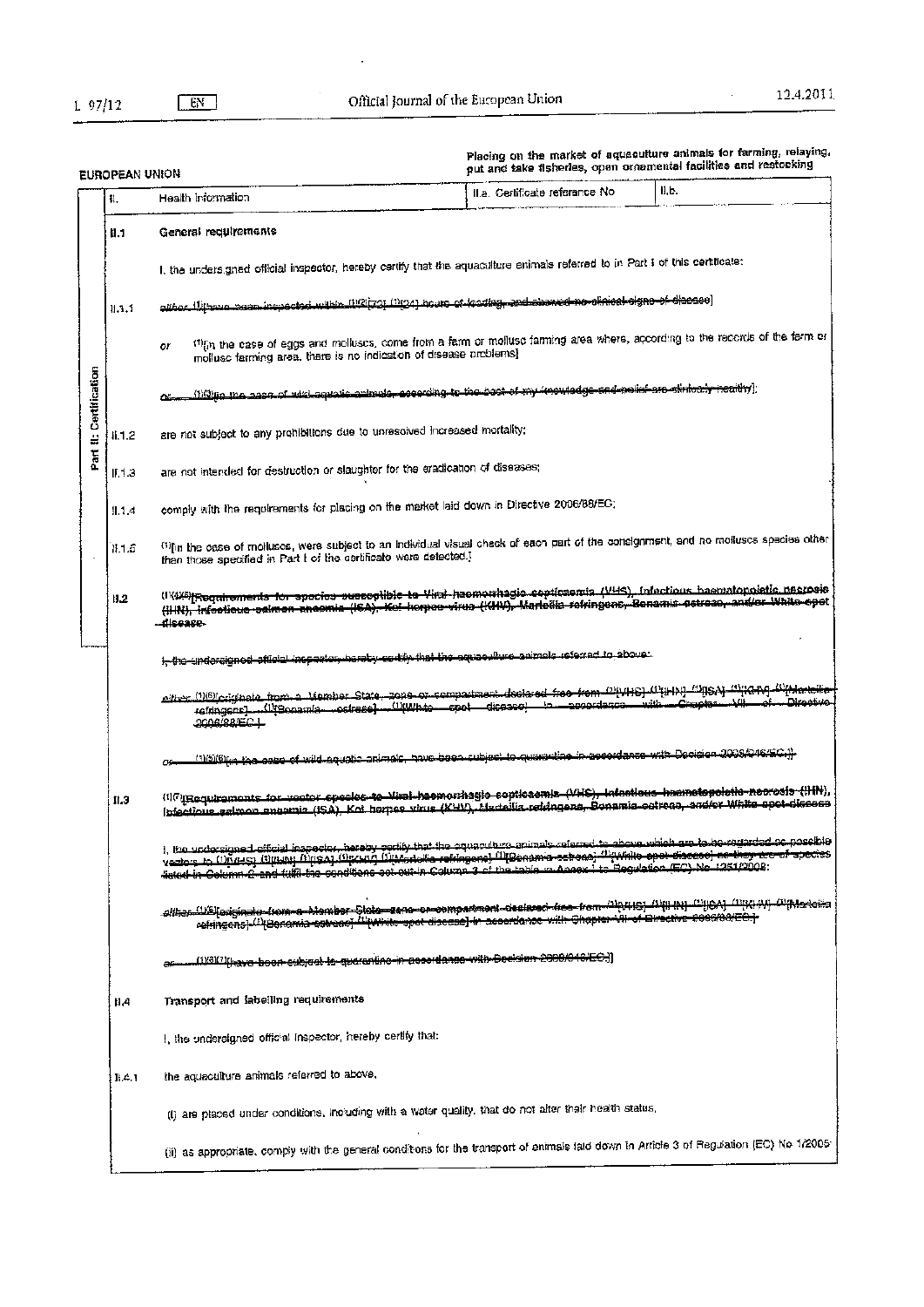EUROPEAN UNION

Placing on the market of aquaculture animals for farming, relaying, put and take fisheries, open ornamental facilities and restocking

**Part II: Certification**

| II. | Health information | II.a. Certificate reference No | II.b. |
|---|---|---|---|

**II.1 General requirements**

I, the undersigned official inspector, hereby certify that the aquaculture animals referred to in Part I of this certificate:

II.1.1 ~~either [(1)][have been inspected within [(1)(2)][72] [(1)][24] hours of loading, and showed no clinical signs of disease]~~

or [(1)][in the case of eggs and molluscs, come from a farm or mollusc farming area where, according to the records of the farm or mollusc farming area, there is no indication of disease problems]

~~or [(1)(3)][in the case of wild aquatic animals, according to the best of my knowledge and belief are clinically healthy];~~

II.1.2 are not subject to any prohibitions due to unresolved increased mortality;

II.1.3 are not intended for destruction or slaughter for the eradication of diseases;

II.1.4 comply with the requirements for placing on the market laid down in Directive 2006/88/EC;

II.1.5 [(1)][in the case of molluscs, were subject to an individual visual check of each part of the consignment, and no molluscs species other than those specified in Part I of the certificate were detected.]

**II.2** ~~[(1)(4)(5)][Requirements for species susceptible to Viral haemorrhagic septicaemia (VHS), Infectious haematopoietic necrosis (IHN), Infectious salmon anaemia (ISA), Koi herpes virus (KHV), Marteilia refringens, Bonamia ostreae, and/or White spot disease~~

~~I, the undersigned official inspector, hereby certify that the aquaculture animals referred to above:~~

~~either [(1)(6)][originate from a Member State, zone or compartment declared free from [(1)][VHS] [(1)][IHN] [(1)][ISA] [(1)][KHV] [(1)][Marteilia refringens] [(1)][Bonamia ostreae] [(1)][White spot disease] in accordance with Chapter VII of Directive 2006/88/EC.]~~

~~or [(1)(3)(6)][in the case of wild aquatic animals, have been subject to quarantine in accordance with Decision 2008/946/EC.]]~~

**II.3** ~~[(1)(7)][Requirements for vector species to Viral haemorrhagic septicaemia (VHS), Infectious haematopoietic necrosis (IHN), Infectious salmon anaemia (ISA), Koi herpes virus (KHV), Marteilia refringens, Bonamia ostreae, and/or White spot disease~~

~~I, the undersigned official inspector, hereby certify that the aquaculture animals referred to above which are to be regarded as possible vectors to [(1)][VHS] [(1)][IHN] [(1)][ISA] [(1)][KHV] [(1)][Marteilia refringens] [(1)][Bonamia ostreae] [(1)][White spot disease] as they are of species listed in Column 2 and fulfil the conditions set out in Column 3 of the table in Annex I to Regulation (EC) No 1251/2008:~~

~~either [(1)(6)][originate from a Member State, zone or compartment declared free from [(1)][VHS] [(1)][IHN] [(1)][ISA] [(1)][KHV] [(1)][Marteilia refringens] [(1)][Bonamia ostreae] [(1)][White spot disease] in accordance with Chapter VII of Directive 2006/88/EC.]~~

~~or [(1)(6)(7)][have been subject to quarantine in accordance with Decision 2008/946/EC.]]~~

**II.4 Transport and labelling requirements**

I, the undersigned official inspector, hereby certify that:

II.4.1 the aquaculture animals referred to above,

(i) are placed under conditions, including with a water quality, that do not alter their health status,

(ii) as appropriate, comply with the general conditions for the transport of animals laid down in Article 3 of Regulation (EC) No 1/2005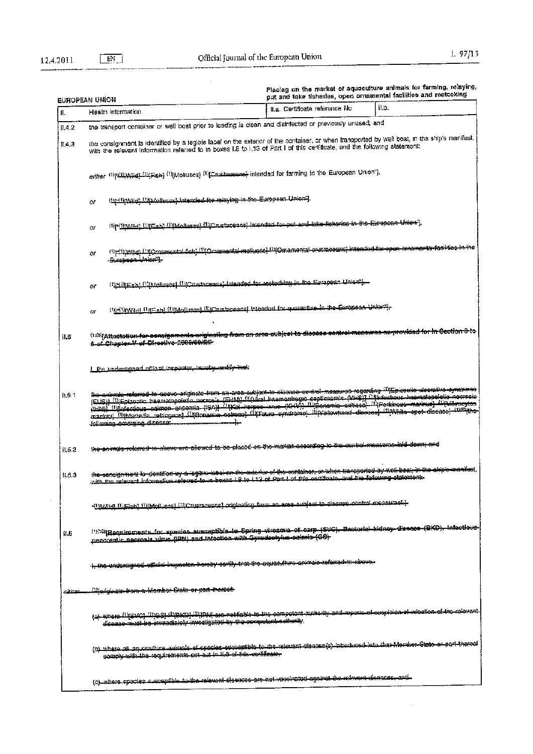EUROPEAN UNION

Placing on the market of aquaculture animals for farming, relaying, put and take fisheries, open ornamental facilities and restocking

| II. | Health information | II.a. Certificate reference No | II.b. |
|---|---|---|---|

II.4.2 the transport container or well boat prior to loading is clean and disinfected or previously unused; and

II.4.3 the consignment is identified by a legible label on the exterior of the container, or when transported by well boat, in the ship's manifest, with the relevant information referred to in boxes I.8 to I.13 of Part I of this certificate, and the following statement:

*either* (1)["(1)[Wild] (1)[Fish] (1)[Molluscs] (1)[Crustaceans] intended for farming in the European Union"].

*or* ~~(1)["(1)[Wild] (1)[Molluscs] intended for relaying in the European Union"].~~

*or* ~~(1)["(1)[Wild] (1)[Fish] (1)[Molluscs] (1)[Crustaceans] intended for put and take fisheries in the European Union"].~~

*or* ~~(1)["(1)[Wild] (1)[Ornamental fish] (1)[Ornamental molluscs] (1)[Ornamental crustaceans] intended for open ornamental facilities in the European Union"].~~

*or* ~~(1)["(1)[Fish] (1)[Molluscs] (1)[Crustaceans] intended for restocking in the European Union"].~~

*or* ~~(1)["(1)[Wild] (1)[Fish] (1)[Molluscs] (1)[Crustaceans] intended for quarantine in the European Union"].~~

II.5 ~~(1)(8)[Attestation for consignments originating from an area subject to disease control measures as provided for in Section 3 to 6 of Chapter V of Directive 2006/88/EC~~

~~I, the undersigned official inspector, hereby certify that:~~

II.5.1 ~~the animals referred to above originate from an area subject to disease control measures regarding (1)[Epizootic ulcerative syndrome (EUS)] (1)[Epizootic haematopoietic necrosis (EHN)] (1)[Viral haemorrhagic septicaemia (VHS)] (1)[Infectious haematopoietic necrosis (IHN)] (1)[Infectious salmon anaemia (ISA)] (1)[Koi herpes virus (KHV)] (1)[Bonamia exitiosa] (1)[Perkinsus marinus] (1)[Mikrocytos mackini] (1)[Marteilia refringens] (1)[Bonamia ostreae] (1)[Taura syndrome] (1)[Yellowhead disease] (1)[White spot disease] (1)(9)[the following emerging disease: ...............................];~~

II.5.2 ~~the animals referred to above are allowed to be placed on the market according to the control measures laid down; and~~

II.5.3 ~~the consignment is identified by a legible label on the exterior of the container, or when transported by well boat, in the ship's manifest, with the relevant information referred to in boxes I.8 to I.13 of Part I of this certificate, and the following statement:~~

~~"(1)[Wild] (1)[Fish] (1)[Molluscs] (1)[Crustaceans] originating from an area subject to disease control measures".]~~

II.6 ~~(1)(10)[Requirements for species susceptible to Spring viraemia of carp (SVC), Bacterial kidney disease (BKD), Infectious pancreatic necrosis virus (IPN) and Infection with Gyrodactylus salaris (GS)~~

~~I, the undersigned official inspector, hereby certify that the aquaculture animals referred to above:~~

~~*either* (1)originate from a Member State or part thereof~~

~~(a) where (1)[SVC] (1)[GS] (1)[BKD] (1)[IPN] are notifiable to the competent authority and reports of suspicion of infection of the relevant disease must be immediately investigated by the competent authority,~~

~~(b) where all aquaculture animals of species susceptible to the relevant disease(s) introduced into that Member State or part thereof comply with the requirements set out in II.6 of this certificate,~~

~~(c) where species susceptible to the relevant diseases are not vaccinated against the relevant diseases, and~~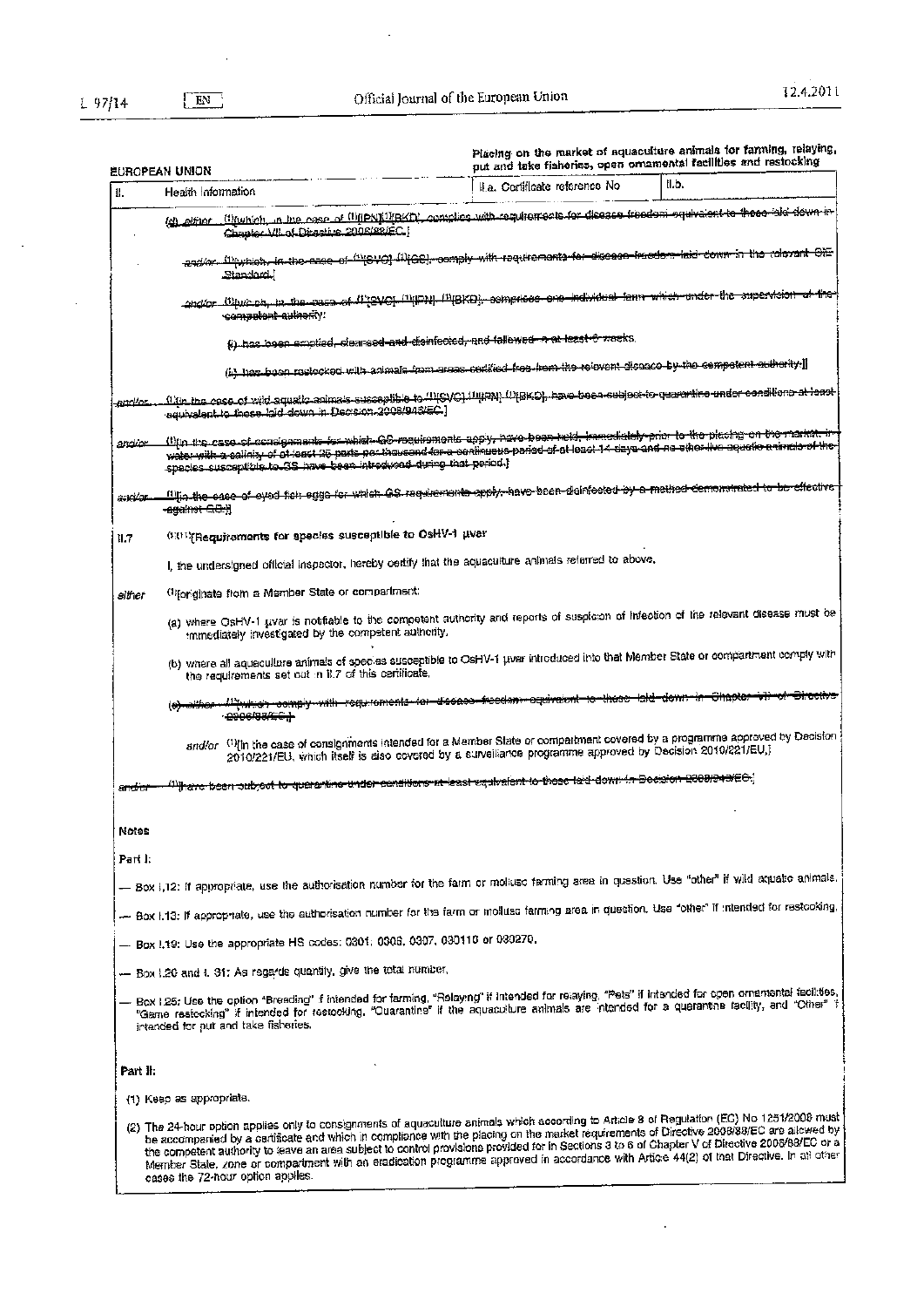EUROPEAN UNION

Placing on the market of aquaculture animals for farming, relaying, put and take fisheries, open ornamental facilities and restocking

| II. Health Information | II.a. Certificate reference No | II.b. |
|---|---|---|

~~(d) either (1)[which, in the case of (1)[IPN](1)[BKD], complies with requirements for disease freedom equivalent to those laid down in Chapter VII of Directive 2006/88/EC,]~~

~~and/or (1)[which, in the case of (1)[SVC] (1)[GS], comply with requirements for disease freedom laid down in the relevant OIE Standard,]~~

~~and/or (1)[which, in the case of (1)[SVC] (1)[IPN] (1)[BKD], comprises one individual farm which under the supervision of the competent authority:~~

~~(i) has been emptied, cleansed and disinfected, and fallowed at least 6 weeks,~~

~~(ii) has been restocked with animals from areas certified free from the relevant disease by the competent authority.]]~~

~~and/or (1)[in the case of wild aquatic animals susceptible to (1)[SVC] (1)[IPN] (1)[BKD], have been subject to quarantine under conditions at least equivalent to those laid down in Decision 2008/946/EC.]~~

~~and/or (1)[in the case of consignments for which GS requirements apply, have been held, immediately prior to the placing on the market, in water with a salinity of at least 25 parts per thousand for a continuous period of at least 14 days and no other live aquatic animals of the species susceptible to GS have been introduced during that period.]~~

~~and/or (1)[in the case of eyed fish eggs for which GS requirements apply, have been disinfected by a method demonstrated to be effective against GS.]]~~

II.7 (1)(11)[Requirements for species susceptible to OsHV-1 µvar

I, the undersigned official inspector, hereby certify that the aquaculture animals referred to above,

either (1)[originate from a Member State or compartment:

(a) where OsHV-1 µvar is notifiable to the competent authority and reports of suspicion of infection of the relevant disease must be immediately investigated by the competent authority,

(b) where all aquaculture animals of species susceptible to OsHV-1 µvar introduced into that Member State or compartment comply with the requirements set out in II.7 of this certificate,

~~(c) either (1)[which comply with requirements for disease freedom equivalent to those laid down in Chapter VII of Directive 2006/88/EC,]~~

and/or (1)[in the case of consignments intended for a Member State or compartment covered by a programme approved by Decision 2010/221/EU, which itself is also covered by a surveillance programme approved by Decision 2010/221/EU,]

~~and/or (1)[have been subject to quarantine under conditions at least equivalent to those laid down in Decision 2008/946/EC.]~~

## Notes

**Part I:**

— Box I.12: If appropriate, use the authorisation number for the farm or mollusc farming area in question. Use "other" if wild aquatic animals.

— Box I.13: If appropriate, use the authorisation number for the farm or mollusc farming area in question. Use "other" if intended for restocking.

— Box I.19: Use the appropriate HS codes: 0301, 0306, 0307, 030110 or 030270.

— Box I.20 and I.31: As regards quantity, give the total number.

— Box I.25: Use the option "Breeding" if intended for farming, "Relaying" if intended for relaying, "Pets" if intended for open ornamental facilities, "Game restocking" if intended for restocking, "Quarantine" if the aquaculture animals are intended for a quarantine facility, and "Other" if intended for put and take fisheries.

**Part II:**

(1) Keep as appropriate.

(2) The 24-hour option applies only to consignments of aquaculture animals which according to Article 8 of Regulation (EC) No 1251/2008 must be accompanied by a certificate and which in compliance with the placing on the market requirements of Directive 2006/88/EC are allowed by the competent authority to leave an area subject to control provisions provided for in Sections 3 to 6 of Chapter V of Directive 2006/88/EC or a Member State, zone or compartment with an eradication programme approved in accordance with Article 44(2) of that Directive. In all other cases the 72-hour option applies.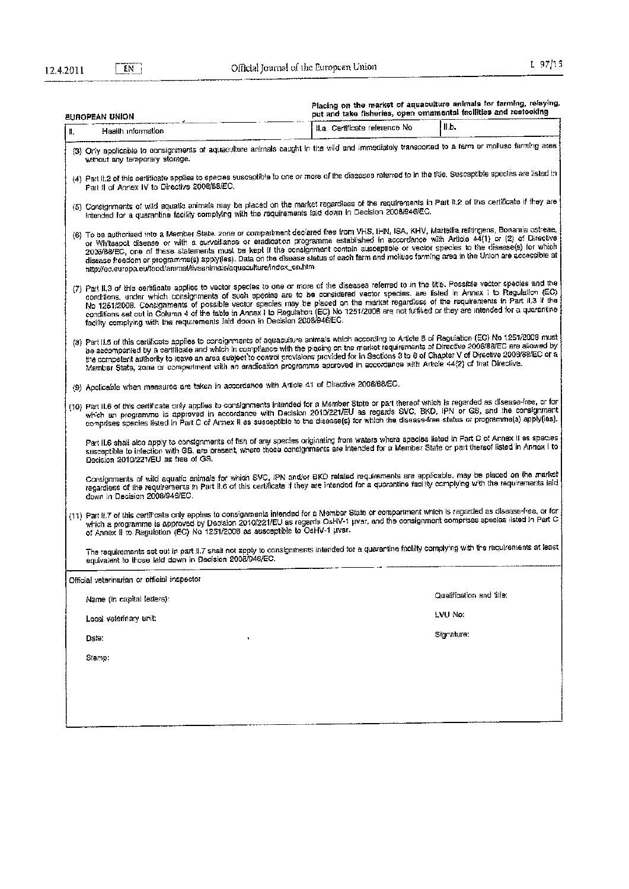**EUROPEAN UNION**

**Placing on the market of aquaculture animals for farming, relaying, put and take fisheries, open ornamental facilities and restocking**

| II. Health information | II.a. Certificate reference No | II.b. |
|---|---|---|

(3) Only applicable to consignments of aquaculture animals caught in the wild and immediately transported to a farm or mollusc farming area without any temporary storage.

(4) Part II.2 of this certificate applies to species susceptible to one or more of the diseases referred to in the title. Susceptible species are listed in Part II of Annex IV to Directive 2006/88/EC.

(5) Consignments of wild aquatic animals may be placed on the market regardless of the requirements in Part II.2 of this certificate if they are intended for a quarantine facility complying with the requirements laid down in Decision 2008/946/EC.

(6) To be authorised into a Member State, zone or compartment declared free from VHS, IHN, ISA, KHV, Marteilia refringens, Bonamia ostreae, or Whitespot disease or with a surveillance or eradication programme established in accordance with Article 44(1) or (2) of Directive 2006/88/EC, one of these statements must be kept if the consignment contain susceptible or vector species to the disease(s) for which disease freedom or programme(s) apply(ies). Data on the disease status of each farm and mollusc farming area in the Union are accessible at http://ec.europa.eu/food/animal/liveanimals/aquaculture/index_en.htm

(7) Part II.3 of this certificate applies to vector species to one or more of the diseases referred to in the title. Possible vector species and the conditions, under which consignments of such species are to be considered vector species, are listed in Annex I to Regulation (EC) No 1251/2008. Consignments of possible vector species may be placed on the market regardless of the requirements in Part II.3 if the conditions set out in Column 4 of the table in Annex I to Regulation (EC) No 1251/2008 are not fulfilled or they are intended for a quarantine facility complying with the requirements laid down in Decision 2008/946/EC.

(8) Part II.5 of this certificate applies to consignments of aquaculture animals which according to Article 8 of Regulation (EC) No 1251/2008 must be accompanied by a certificate and which in compliance with the placing on the market requirements of Directive 2006/88/EC are allowed by the competent authority to leave an area subject to control provisions provided for in Sections 3 to 6 of Chapter V of Directive 2006/88/EC or a Member State, zone or compartment with an eradication programme approved in accordance with Article 44(2) of that Directive.

(9) Applicable when measures are taken in accordance with Article 41 of Directive 2006/88/EC.

(10) Part II.6 of this certificate only applies to consignments intended for a Member State or part thereof which is regarded as disease-free, or for which an programme is approved in accordance with Decision 2010/221/EU as regards SVC, BKD, IPN or GS, and the consignment comprises species listed in Part C of Annex II as susceptible to the disease(s) for which the disease-free status or programme(s) apply(ies).

Part II.6 shall also apply to consignments of fish of any species originating from waters where species listed in Part C of Annex II as species susceptible to infection with GS, are present, where those consignments are intended for a Member State or part thereof listed in Annex I to Decision 2010/221/EU as free of GS.

Consignments of wild aquatic animals for which SVC, IPN and/or BKD related requirements are applicable, may be placed on the market regardless of the requirements in Part II.6 of this certificate if they are intended for a quarantine facility complying with the requirements laid down in Decision 2008/946/EC.

(11) Part II.7 of this certificate only applies to consignments intended for a Member State or compartment which is regarded as disease-free, or for which a programme is approved by Decision 2010/221/EU as regards OsHV-1 μvar, and the consignment comprises species listed in Part C of Annex II to Regulation (EC) No 1251/2008 as susceptible to OsHV-1 μvar.

The requirements set out in part II.7 shall not apply to consignments intended for a quarantine facility complying with the requirements at least equivalent to those laid down in Decision 2008/946/EC.

Official veterinarian or official inspector

Name (in capital letters): Qualification and title:

Local veterinary unit: LVU No:

Date: Signature:

Stamp: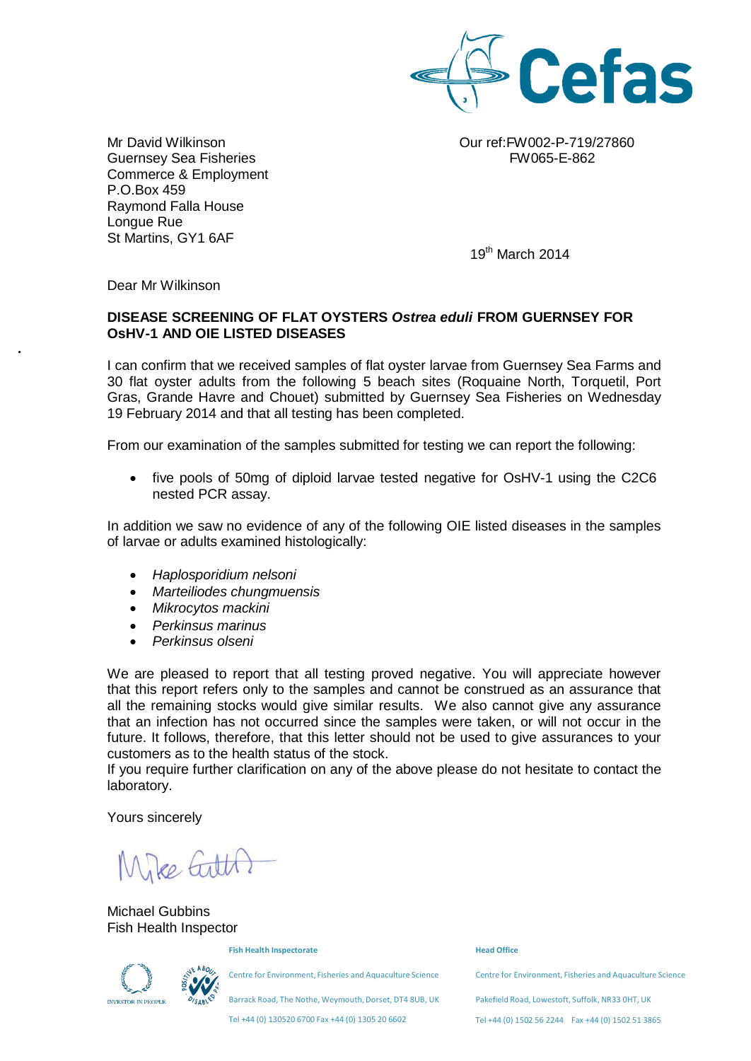Cefas

Mr David Wilkinson
Guernsey Sea Fisheries
Commerce & Employment
P.O.Box 459
Raymond Falla House
Longue Rue
St Martins, GY1 6AF

Our ref:FW002-P-719/27860
FW065-E-862

19th March 2014

Dear Mr Wilkinson

**DISEASE SCREENING OF FLAT OYSTERS *Ostrea eduli* FROM GUERNSEY FOR OsHV-1 AND OIE LISTED DISEASES**

I can confirm that we received samples of flat oyster larvae from Guernsey Sea Farms and 30 flat oyster adults from the following 5 beach sites (Roquaine North, Torquetil, Port Gras, Grande Havre and Chouet) submitted by Guernsey Sea Fisheries on Wednesday 19 February 2014 and that all testing has been completed.

From our examination of the samples submitted for testing we can report the following:

- five pools of 50mg of diploid larvae tested negative for OsHV-1 using the C2C6 nested PCR assay.

In addition we saw no evidence of any of the following OIE listed diseases in the samples of larvae or adults examined histologically:

- *Haplosporidium nelsoni*
- *Marteiliodes chungmuensis*
- *Mikrocytos mackini*
- *Perkinsus marinus*
- *Perkinsus olseni*

We are pleased to report that all testing proved negative. You will appreciate however that this report refers only to the samples and cannot be construed as an assurance that all the remaining stocks would give similar results. We also cannot give any assurance that an infection has not occurred since the samples were taken, or will not occur in the future. It follows, therefore, that this letter should not be used to give assurances to your customers as to the health status of the stock.
If you require further clarification on any of the above please do not hesitate to contact the laboratory.

Yours sincerely

Mike Gubbins

Michael Gubbins
Fish Health Inspector

**Fish Health Inspectorate**
Centre for Environment, Fisheries and Aquaculture Science
Barrack Road, The Nothe, Weymouth, Dorset, DT4 8UB, UK
Tel +44 (0) 130520 6700 Fax +44 (0) 1305 20 6602

**Head Office**
Centre for Environment, Fisheries and Aquaculture Science
Pakefield Road, Lowestoft, Suffolk, NR33 0HT, UK
Tel +44 (0) 1502 56 2244 Fax +44 (0) 1502 51 3865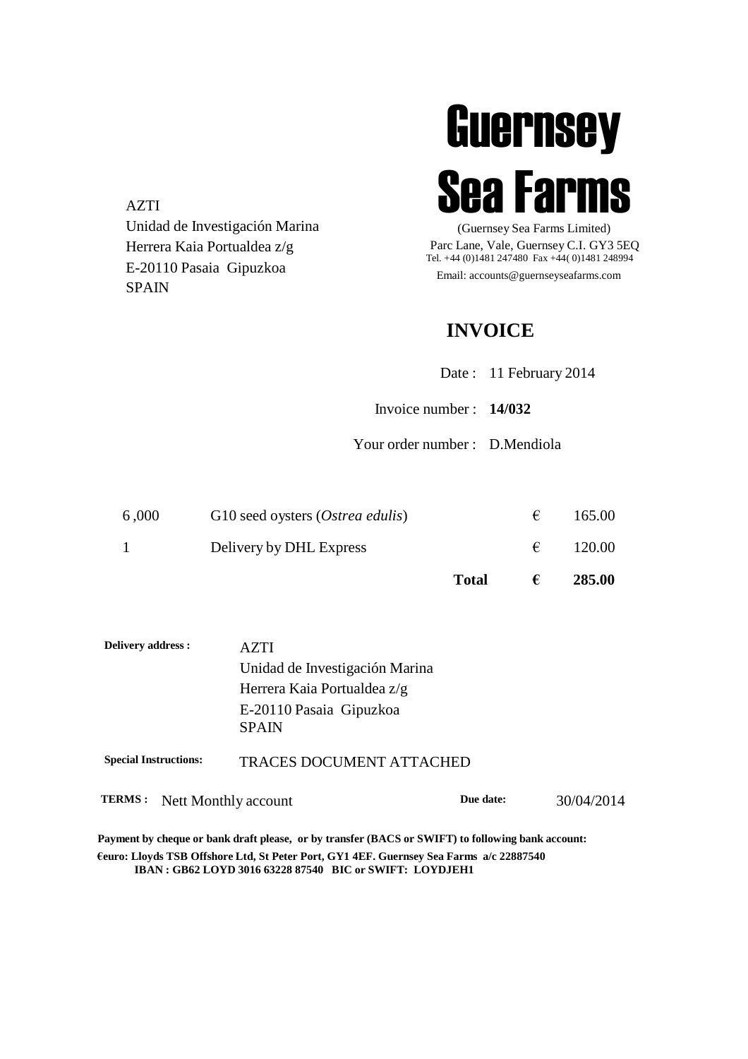# Guernsey Sea Farms

(Guernsey Sea Farms Limited)
Parc Lane, Vale, Guernsey C.I. GY3 5EQ
Tel. +44 (0)1481 247480 Fax +44( 0)1481 248994
Email: accounts@guernseyseafarms.com

AZTI
Unidad de Investigación Marina
Herrera Kaia Portualdea z/g
E-20110 Pasaia Gipuzkoa
SPAIN

## INVOICE

Date : 11 February 2014

Invoice number : **14/032**

Your order number : D.Mendiola

| | | | |
|---|---|---|---|
| 6 ,000 | G10 seed oysters (*Ostrea edulis*) | € | 165.00 |
| 1 | Delivery by DHL Express | € | 120.00 |
| | **Total** | **€** | **285.00** |

**Delivery address :** AZTI
Unidad de Investigación Marina
Herrera Kaia Portualdea z/g
E-20110 Pasaia Gipuzkoa
SPAIN

**Special Instructions:** TRACES DOCUMENT ATTACHED

**TERMS :** Nett Monthly account **Due date:** 30/04/2014

**Payment by cheque or bank draft please, or by transfer (BACS or SWIFT) to following bank account:**
**€euro: Lloyds TSB Offshore Ltd, St Peter Port, GY1 4EF. Guernsey Sea Farms a/c 22887540**
**IBAN : GB62 LOYD 3016 63228 87540 BIC or SWIFT: LOYDJEH1**